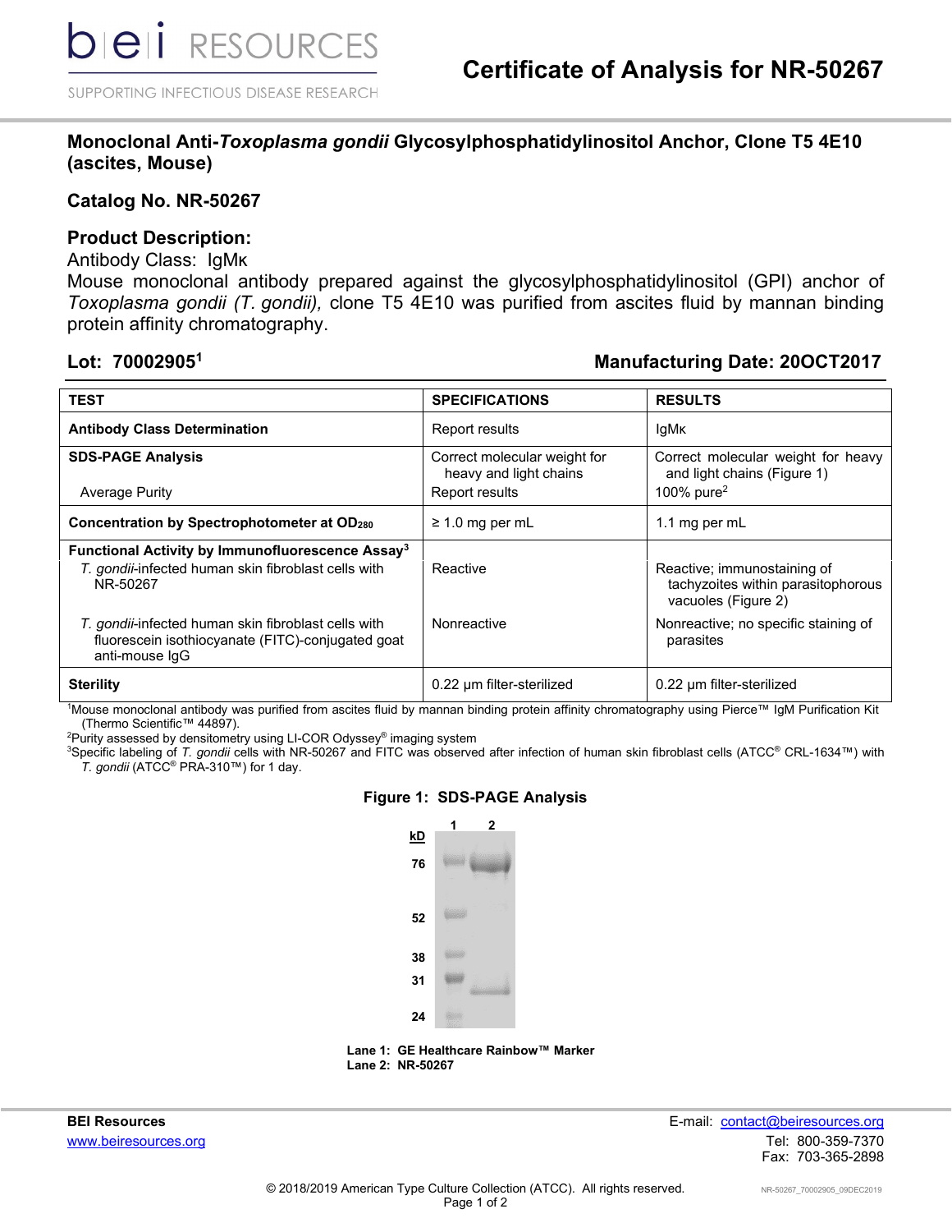# Certificate of Analysis for NR-50267

## Monoclonal Anti-*Toxoplasma gondii* Glycosylphosphatidylinositol Anchor, Clone T5 4E10 (ascites, Mouse)

## Catalog No. NR-50267

## Product Description:

Antibody Class: IgMκ

Mouse monoclonal antibody prepared against the glycosylphosphatidylinositol (GPI) anchor of *Toxoplasma gondii (T. gondii),* clone T5 4E10 was purified from ascites fluid by mannan binding protein affinity chromatography.

**Lot: 70002905[1]** **Manufacturing Date: 20OCT2017**

| TEST | SPECIFICATIONS | RESULTS |
|---|---|---|
| **Antibody Class Determination** | Report results | IgMκ |
| **SDS-PAGE Analysis** | Correct molecular weight for heavy and light chains | Correct molecular weight for heavy and light chains (Figure 1) |
| Average Purity | Report results | 100% pure[2] |
| **Concentration by Spectrophotometer at $OD_{280}$** | ≥ 1.0 mg per mL | 1.1 mg per mL |
| **Functional Activity by Immunofluorescence Assay[3]** | | |
| *T. gondii*-infected human skin fibroblast cells with NR-50267 | Reactive | Reactive; immunostaining of tachyzoites within parasitophorous vacuoles (Figure 2) |
| *T. gondii*-infected human skin fibroblast cells with fluorescein isothiocyanate (FITC)-conjugated goat anti-mouse IgG | Nonreactive | Nonreactive; no specific staining of parasites |
| **Sterility** | 0.22 µm filter-sterilized | 0.22 µm filter-sterilized |

[1]Mouse monoclonal antibody was purified from ascites fluid by mannan binding protein affinity chromatography using Pierce™ IgM Purification Kit (Thermo Scientific™ 44897).

[2]Purity assessed by densitometry using LI-COR Odyssey® imaging system

[3]Specific labeling of *T. gondii* cells with NR-50267 and FITC was observed after infection of human skin fibroblast cells (ATCC® CRL-1634™) with *T. gondii* (ATCC® PRA-310™) for 1 day.

**Figure 1: SDS-PAGE Analysis**

**Lane 1: GE Healthcare Rainbow™ Marker**
**Lane 2: NR-50267**

**BEI Resources**
www.beiresources.org

E-mail: contact@beiresources.org
Tel: 800-359-7370
Fax: 703-365-2898

© 2018/2019 American Type Culture Collection (ATCC). All rights reserved.

NR-50267_70002905_09DEC2019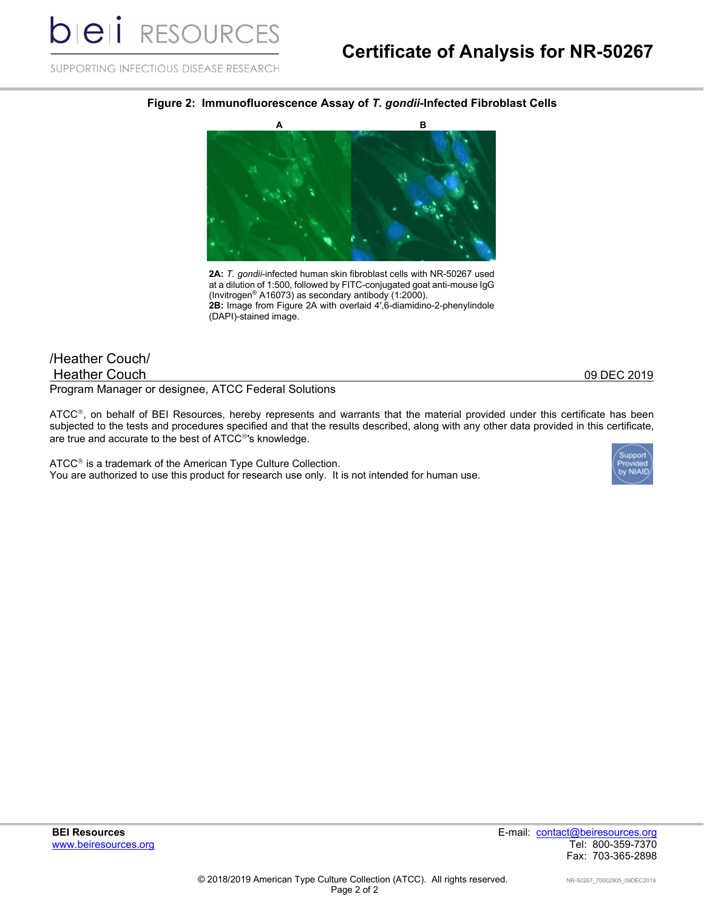## Figure 2: Immunofluorescence Assay of *T. gondii*-Infected Fibroblast Cells

A

B

**2A:** *T. gondii*-infected human skin fibroblast cells with NR-50267 used at a dilution of 1:500, followed by FITC-conjugated goat anti-mouse IgG (Invitrogen® A16073) as secondary antibody (1:2000).
**2B:** Image from Figure 2A with overlaid 4′,6-diamidino-2-phenylindole (DAPI)-stained image.

/Heather Couch/
Heather Couch — 09 DEC 2019
Program Manager or designee, ATCC Federal Solutions

ATCC®, on behalf of BEI Resources, hereby represents and warrants that the material provided under this certificate has been subjected to the tests and procedures specified and that the results described, along with any other data provided in this certificate, are true and accurate to the best of ATCC®'s knowledge.

ATCC® is a trademark of the American Type Culture Collection.
You are authorized to use this product for research use only. It is not intended for human use.

Support Provided by NIAID

**BEI Resources**
www.beiresources.org

E-mail: contact@beiresources.org
Tel: 800-359-7370
Fax: 703-365-2898

© 2018/2019 American Type Culture Collection (ATCC). All rights reserved.

NR-50267_70002905_09DEC2019